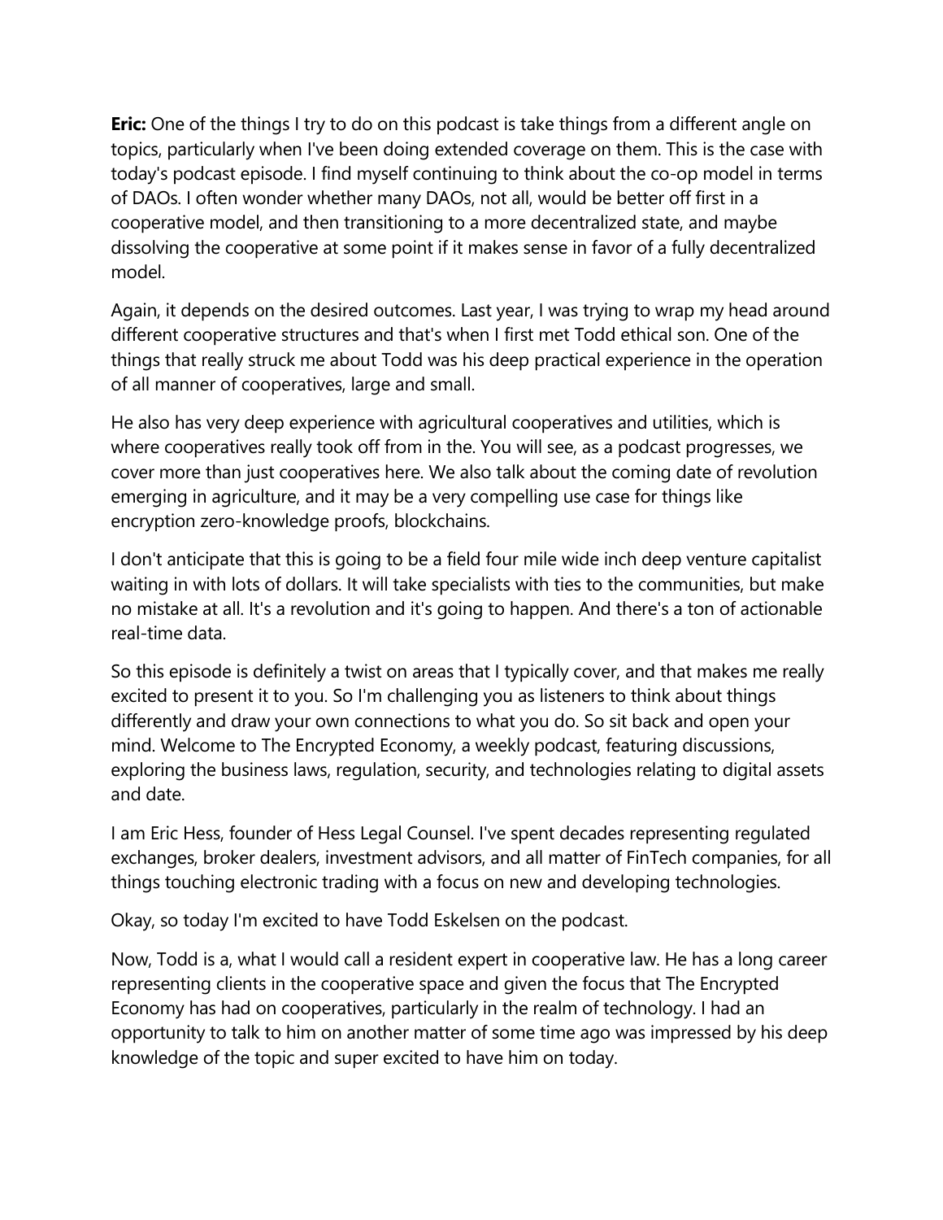**Eric:** One of the things I try to do on this podcast is take things from a different angle on topics, particularly when I've been doing extended coverage on them. This is the case with today's podcast episode. I find myself continuing to think about the co-op model in terms of DAOs. I often wonder whether many DAOs, not all, would be better off first in a cooperative model, and then transitioning to a more decentralized state, and maybe dissolving the cooperative at some point if it makes sense in favor of a fully decentralized model.

Again, it depends on the desired outcomes. Last year, I was trying to wrap my head around different cooperative structures and that's when I first met Todd ethical son. One of the things that really struck me about Todd was his deep practical experience in the operation of all manner of cooperatives, large and small.

He also has very deep experience with agricultural cooperatives and utilities, which is where cooperatives really took off from in the. You will see, as a podcast progresses, we cover more than just cooperatives here. We also talk about the coming date of revolution emerging in agriculture, and it may be a very compelling use case for things like encryption zero-knowledge proofs, blockchains.

I don't anticipate that this is going to be a field four mile wide inch deep venture capitalist waiting in with lots of dollars. It will take specialists with ties to the communities, but make no mistake at all. It's a revolution and it's going to happen. And there's a ton of actionable real-time data.

So this episode is definitely a twist on areas that I typically cover, and that makes me really excited to present it to you. So I'm challenging you as listeners to think about things differently and draw your own connections to what you do. So sit back and open your mind. Welcome to The Encrypted Economy, a weekly podcast, featuring discussions, exploring the business laws, regulation, security, and technologies relating to digital assets and date.

I am Eric Hess, founder of Hess Legal Counsel. I've spent decades representing regulated exchanges, broker dealers, investment advisors, and all matter of FinTech companies, for all things touching electronic trading with a focus on new and developing technologies.

Okay, so today I'm excited to have Todd Eskelsen on the podcast.

Now, Todd is a, what I would call a resident expert in cooperative law. He has a long career representing clients in the cooperative space and given the focus that The Encrypted Economy has had on cooperatives, particularly in the realm of technology. I had an opportunity to talk to him on another matter of some time ago was impressed by his deep knowledge of the topic and super excited to have him on today.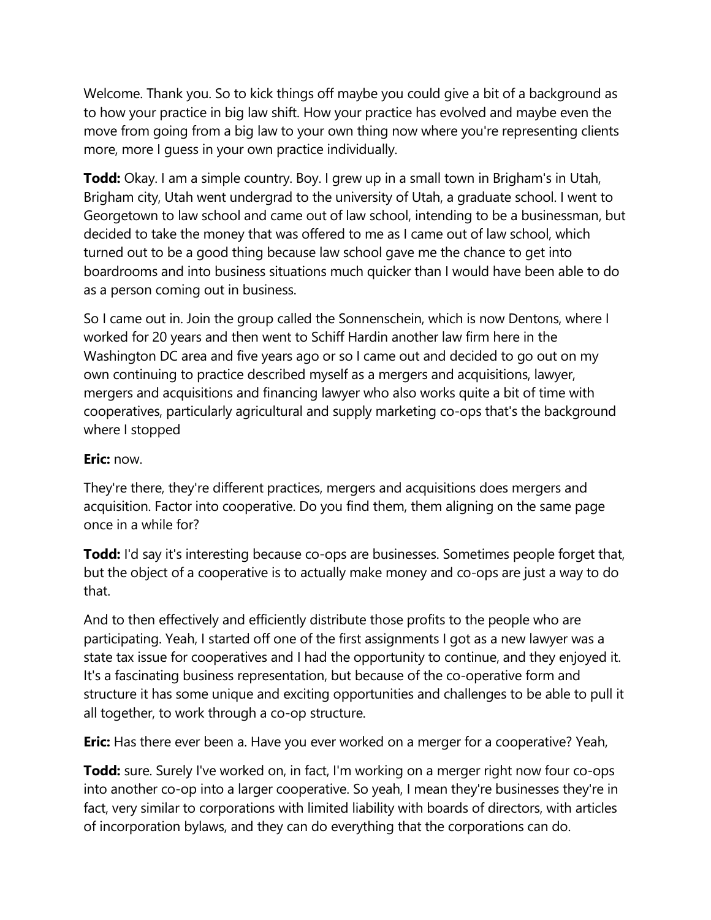Welcome. Thank you. So to kick things off maybe you could give a bit of a background as to how your practice in big law shift. How your practice has evolved and maybe even the move from going from a big law to your own thing now where you're representing clients more, more I guess in your own practice individually.

**Todd:** Okay. I am a simple country. Boy. I grew up in a small town in Brigham's in Utah, Brigham city, Utah went undergrad to the university of Utah, a graduate school. I went to Georgetown to law school and came out of law school, intending to be a businessman, but decided to take the money that was offered to me as I came out of law school, which turned out to be a good thing because law school gave me the chance to get into boardrooms and into business situations much quicker than I would have been able to do as a person coming out in business.

So I came out in. Join the group called the Sonnenschein, which is now Dentons, where I worked for 20 years and then went to Schiff Hardin another law firm here in the Washington DC area and five years ago or so I came out and decided to go out on my own continuing to practice described myself as a mergers and acquisitions, lawyer, mergers and acquisitions and financing lawyer who also works quite a bit of time with cooperatives, particularly agricultural and supply marketing co-ops that's the background where I stopped

**Eric:** now.

They're there, they're different practices, mergers and acquisitions does mergers and acquisition. Factor into cooperative. Do you find them, them aligning on the same page once in a while for?

**Todd:** I'd say it's interesting because co-ops are businesses. Sometimes people forget that, but the object of a cooperative is to actually make money and co-ops are just a way to do that.

And to then effectively and efficiently distribute those profits to the people who are participating. Yeah, I started off one of the first assignments I got as a new lawyer was a state tax issue for cooperatives and I had the opportunity to continue, and they enjoyed it. It's a fascinating business representation, but because of the co-operative form and structure it has some unique and exciting opportunities and challenges to be able to pull it all together, to work through a co-op structure.

**Eric:** Has there ever been a. Have you ever worked on a merger for a cooperative? Yeah,

**Todd:** sure. Surely I've worked on, in fact, I'm working on a merger right now four co-ops into another co-op into a larger cooperative. So yeah, I mean they're businesses they're in fact, very similar to corporations with limited liability with boards of directors, with articles of incorporation bylaws, and they can do everything that the corporations can do.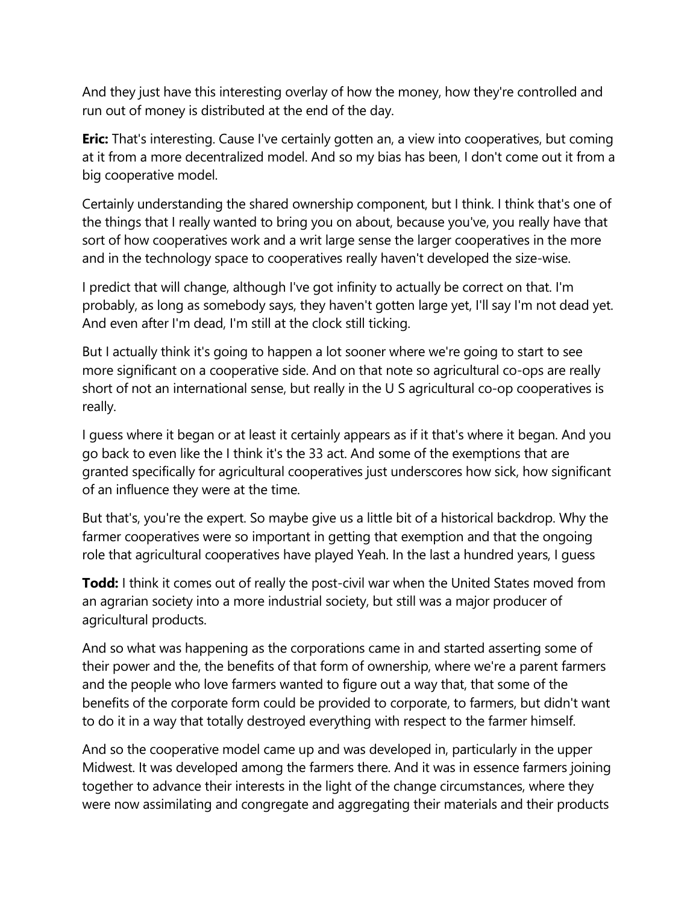And they just have this interesting overlay of how the money, how they're controlled and run out of money is distributed at the end of the day.

**Eric:** That's interesting. Cause I've certainly gotten an, a view into cooperatives, but coming at it from a more decentralized model. And so my bias has been, I don't come out it from a big cooperative model.

Certainly understanding the shared ownership component, but I think. I think that's one of the things that I really wanted to bring you on about, because you've, you really have that sort of how cooperatives work and a writ large sense the larger cooperatives in the more and in the technology space to cooperatives really haven't developed the size-wise.

I predict that will change, although I've got infinity to actually be correct on that. I'm probably, as long as somebody says, they haven't gotten large yet, I'll say I'm not dead yet. And even after I'm dead, I'm still at the clock still ticking.

But I actually think it's going to happen a lot sooner where we're going to start to see more significant on a cooperative side. And on that note so agricultural co-ops are really short of not an international sense, but really in the U S agricultural co-op cooperatives is really.

I guess where it began or at least it certainly appears as if it that's where it began. And you go back to even like the I think it's the 33 act. And some of the exemptions that are granted specifically for agricultural cooperatives just underscores how sick, how significant of an influence they were at the time.

But that's, you're the expert. So maybe give us a little bit of a historical backdrop. Why the farmer cooperatives were so important in getting that exemption and that the ongoing role that agricultural cooperatives have played Yeah. In the last a hundred years, I guess

**Todd:** I think it comes out of really the post-civil war when the United States moved from an agrarian society into a more industrial society, but still was a major producer of agricultural products.

And so what was happening as the corporations came in and started asserting some of their power and the, the benefits of that form of ownership, where we're a parent farmers and the people who love farmers wanted to figure out a way that, that some of the benefits of the corporate form could be provided to corporate, to farmers, but didn't want to do it in a way that totally destroyed everything with respect to the farmer himself.

And so the cooperative model came up and was developed in, particularly in the upper Midwest. It was developed among the farmers there. And it was in essence farmers joining together to advance their interests in the light of the change circumstances, where they were now assimilating and congregate and aggregating their materials and their products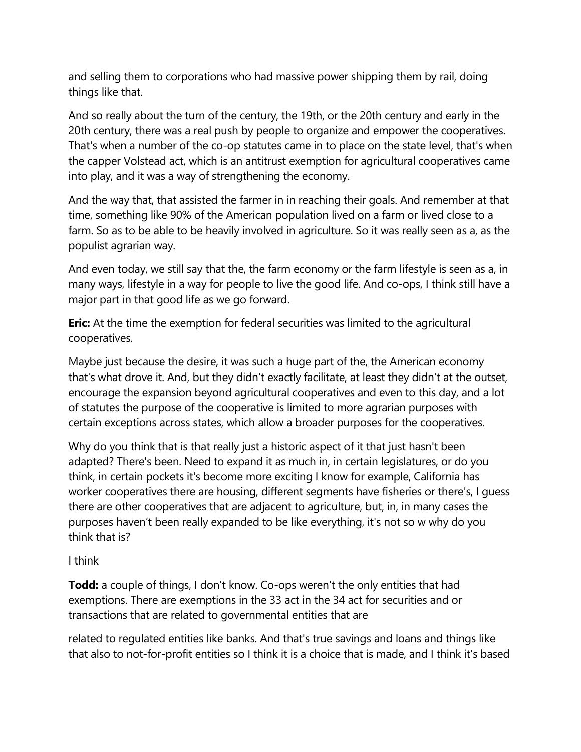and selling them to corporations who had massive power shipping them by rail, doing things like that.

And so really about the turn of the century, the 19th, or the 20th century and early in the 20th century, there was a real push by people to organize and empower the cooperatives. That's when a number of the co-op statutes came in to place on the state level, that's when the capper Volstead act, which is an antitrust exemption for agricultural cooperatives came into play, and it was a way of strengthening the economy.

And the way that, that assisted the farmer in in reaching their goals. And remember at that time, something like 90% of the American population lived on a farm or lived close to a farm. So as to be able to be heavily involved in agriculture. So it was really seen as a, as the populist agrarian way.

And even today, we still say that the, the farm economy or the farm lifestyle is seen as a, in many ways, lifestyle in a way for people to live the good life. And co-ops, I think still have a major part in that good life as we go forward.

**Eric:** At the time the exemption for federal securities was limited to the agricultural cooperatives.

Maybe just because the desire, it was such a huge part of the, the American economy that's what drove it. And, but they didn't exactly facilitate, at least they didn't at the outset, encourage the expansion beyond agricultural cooperatives and even to this day, and a lot of statutes the purpose of the cooperative is limited to more agrarian purposes with certain exceptions across states, which allow a broader purposes for the cooperatives.

Why do you think that is that really just a historic aspect of it that just hasn't been adapted? There's been. Need to expand it as much in, in certain legislatures, or do you think, in certain pockets it's become more exciting I know for example, California has worker cooperatives there are housing, different segments have fisheries or there's, I guess there are other cooperatives that are adjacent to agriculture, but, in, in many cases the purposes haven't been really expanded to be like everything, it's not so w why do you think that is?

I think

**Todd:** a couple of things, I don't know. Co-ops weren't the only entities that had exemptions. There are exemptions in the 33 act in the 34 act for securities and or transactions that are related to governmental entities that are

related to regulated entities like banks. And that's true savings and loans and things like that also to not-for-profit entities so I think it is a choice that is made, and I think it's based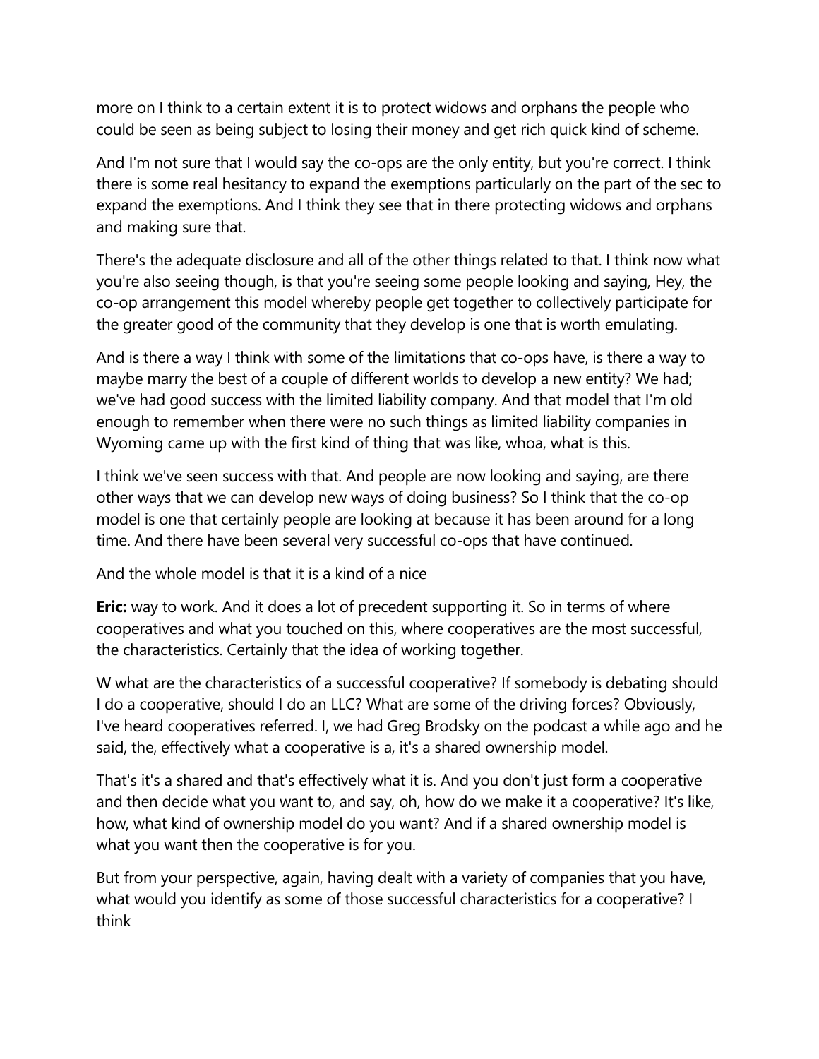more on I think to a certain extent it is to protect widows and orphans the people who could be seen as being subject to losing their money and get rich quick kind of scheme.

And I'm not sure that I would say the co-ops are the only entity, but you're correct. I think there is some real hesitancy to expand the exemptions particularly on the part of the sec to expand the exemptions. And I think they see that in there protecting widows and orphans and making sure that.

There's the adequate disclosure and all of the other things related to that. I think now what you're also seeing though, is that you're seeing some people looking and saying, Hey, the co-op arrangement this model whereby people get together to collectively participate for the greater good of the community that they develop is one that is worth emulating.

And is there a way I think with some of the limitations that co-ops have, is there a way to maybe marry the best of a couple of different worlds to develop a new entity? We had; we've had good success with the limited liability company. And that model that I'm old enough to remember when there were no such things as limited liability companies in Wyoming came up with the first kind of thing that was like, whoa, what is this.

I think we've seen success with that. And people are now looking and saying, are there other ways that we can develop new ways of doing business? So I think that the co-op model is one that certainly people are looking at because it has been around for a long time. And there have been several very successful co-ops that have continued.

And the whole model is that it is a kind of a nice

**Eric:** way to work. And it does a lot of precedent supporting it. So in terms of where cooperatives and what you touched on this, where cooperatives are the most successful, the characteristics. Certainly that the idea of working together.

W what are the characteristics of a successful cooperative? If somebody is debating should I do a cooperative, should I do an LLC? What are some of the driving forces? Obviously, I've heard cooperatives referred. I, we had Greg Brodsky on the podcast a while ago and he said, the, effectively what a cooperative is a, it's a shared ownership model.

That's it's a shared and that's effectively what it is. And you don't just form a cooperative and then decide what you want to, and say, oh, how do we make it a cooperative? It's like, how, what kind of ownership model do you want? And if a shared ownership model is what you want then the cooperative is for you.

But from your perspective, again, having dealt with a variety of companies that you have, what would you identify as some of those successful characteristics for a cooperative? I think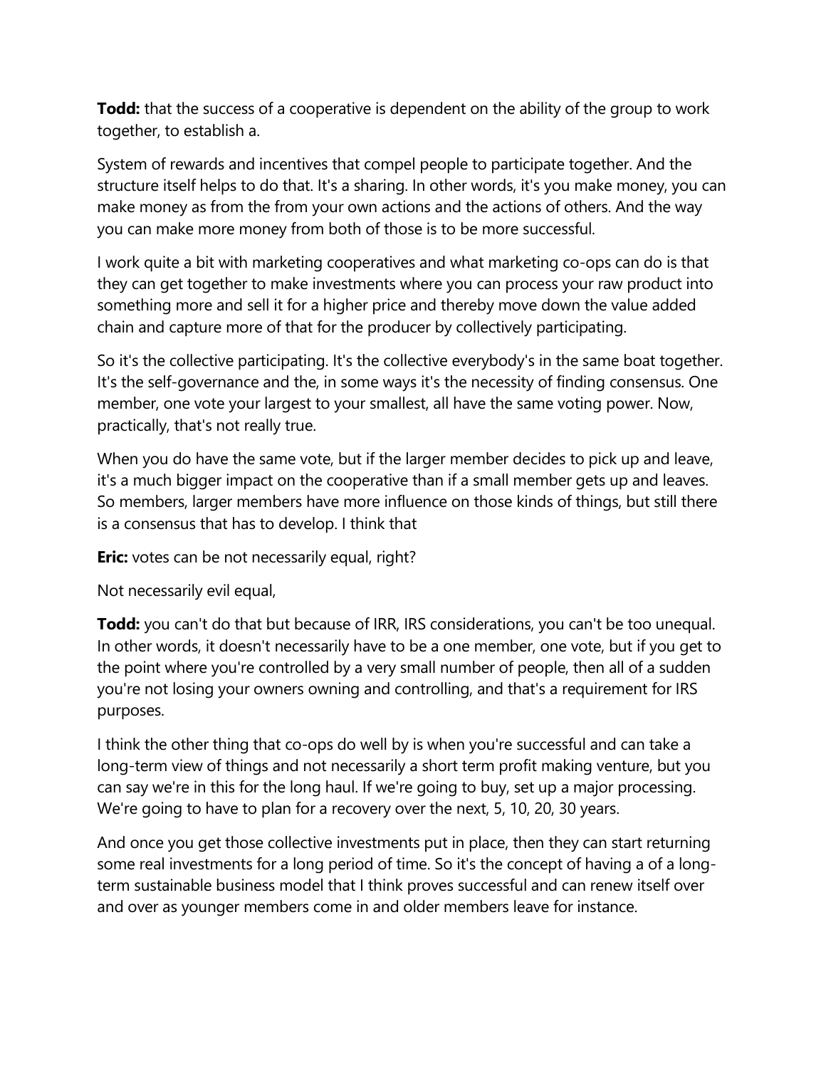**Todd:** that the success of a cooperative is dependent on the ability of the group to work together, to establish a.

System of rewards and incentives that compel people to participate together. And the structure itself helps to do that. It's a sharing. In other words, it's you make money, you can make money as from the from your own actions and the actions of others. And the way you can make more money from both of those is to be more successful.

I work quite a bit with marketing cooperatives and what marketing co-ops can do is that they can get together to make investments where you can process your raw product into something more and sell it for a higher price and thereby move down the value added chain and capture more of that for the producer by collectively participating.

So it's the collective participating. It's the collective everybody's in the same boat together. It's the self-governance and the, in some ways it's the necessity of finding consensus. One member, one vote your largest to your smallest, all have the same voting power. Now, practically, that's not really true.

When you do have the same vote, but if the larger member decides to pick up and leave, it's a much bigger impact on the cooperative than if a small member gets up and leaves. So members, larger members have more influence on those kinds of things, but still there is a consensus that has to develop. I think that

**Eric:** votes can be not necessarily equal, right?

Not necessarily evil equal,

**Todd:** you can't do that but because of IRR, IRS considerations, you can't be too unequal. In other words, it doesn't necessarily have to be a one member, one vote, but if you get to the point where you're controlled by a very small number of people, then all of a sudden you're not losing your owners owning and controlling, and that's a requirement for IRS purposes.

I think the other thing that co-ops do well by is when you're successful and can take a long-term view of things and not necessarily a short term profit making venture, but you can say we're in this for the long haul. If we're going to buy, set up a major processing. We're going to have to plan for a recovery over the next, 5, 10, 20, 30 years.

And once you get those collective investments put in place, then they can start returning some real investments for a long period of time. So it's the concept of having a of a long-term sustainable business model that I think proves successful and can renew itself over and over as younger members come in and older members leave for instance.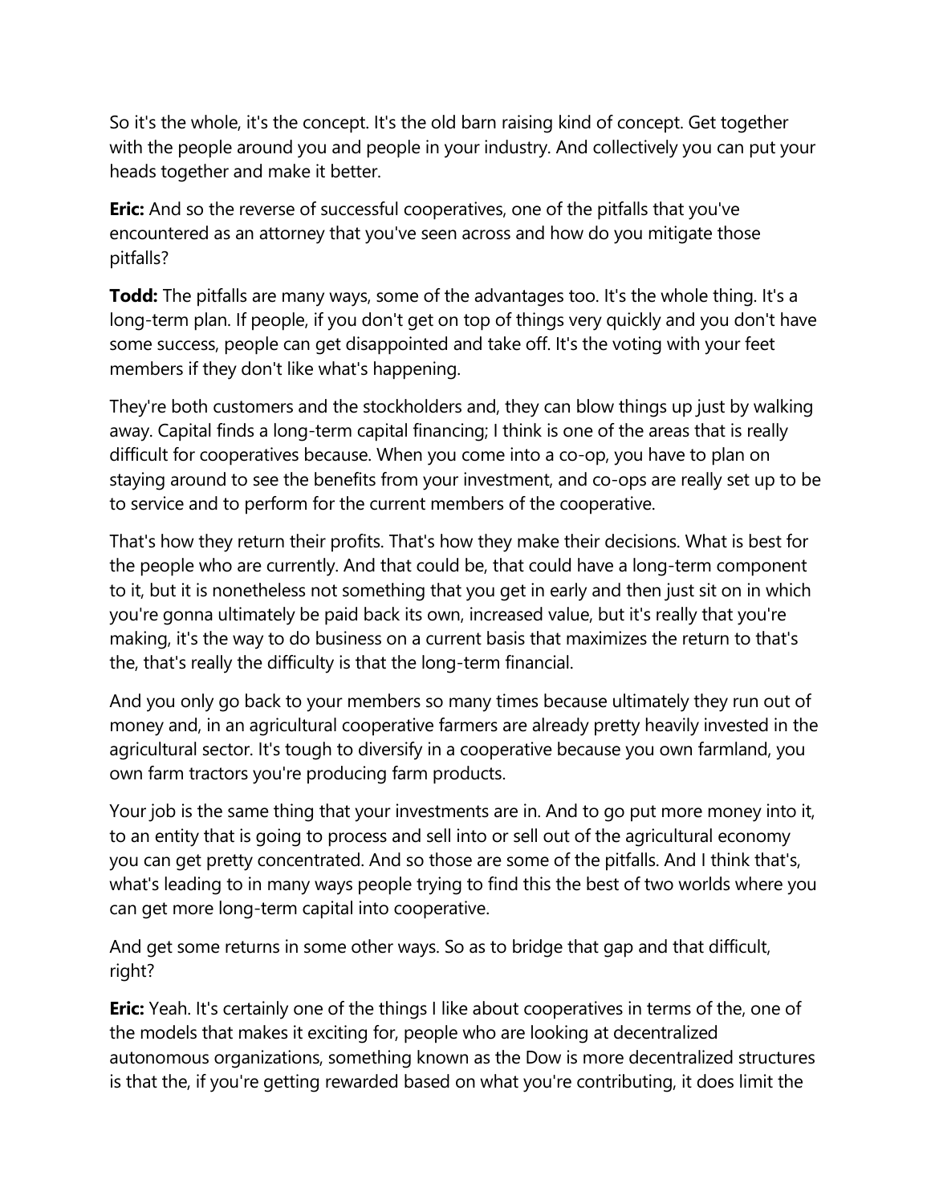So it's the whole, it's the concept. It's the old barn raising kind of concept. Get together with the people around you and people in your industry. And collectively you can put your heads together and make it better.

**Eric:** And so the reverse of successful cooperatives, one of the pitfalls that you've encountered as an attorney that you've seen across and how do you mitigate those pitfalls?

**Todd:** The pitfalls are many ways, some of the advantages too. It's the whole thing. It's a long-term plan. If people, if you don't get on top of things very quickly and you don't have some success, people can get disappointed and take off. It's the voting with your feet members if they don't like what's happening.

They're both customers and the stockholders and, they can blow things up just by walking away. Capital finds a long-term capital financing; I think is one of the areas that is really difficult for cooperatives because. When you come into a co-op, you have to plan on staying around to see the benefits from your investment, and co-ops are really set up to be to service and to perform for the current members of the cooperative.

That's how they return their profits. That's how they make their decisions. What is best for the people who are currently. And that could be, that could have a long-term component to it, but it is nonetheless not something that you get in early and then just sit on in which you're gonna ultimately be paid back its own, increased value, but it's really that you're making, it's the way to do business on a current basis that maximizes the return to that's the, that's really the difficulty is that the long-term financial.

And you only go back to your members so many times because ultimately they run out of money and, in an agricultural cooperative farmers are already pretty heavily invested in the agricultural sector. It's tough to diversify in a cooperative because you own farmland, you own farm tractors you're producing farm products.

Your job is the same thing that your investments are in. And to go put more money into it, to an entity that is going to process and sell into or sell out of the agricultural economy you can get pretty concentrated. And so those are some of the pitfalls. And I think that's, what's leading to in many ways people trying to find this the best of two worlds where you can get more long-term capital into cooperative.

And get some returns in some other ways. So as to bridge that gap and that difficult, right?

**Eric:** Yeah. It's certainly one of the things I like about cooperatives in terms of the, one of the models that makes it exciting for, people who are looking at decentralized autonomous organizations, something known as the Dow is more decentralized structures is that the, if you're getting rewarded based on what you're contributing, it does limit the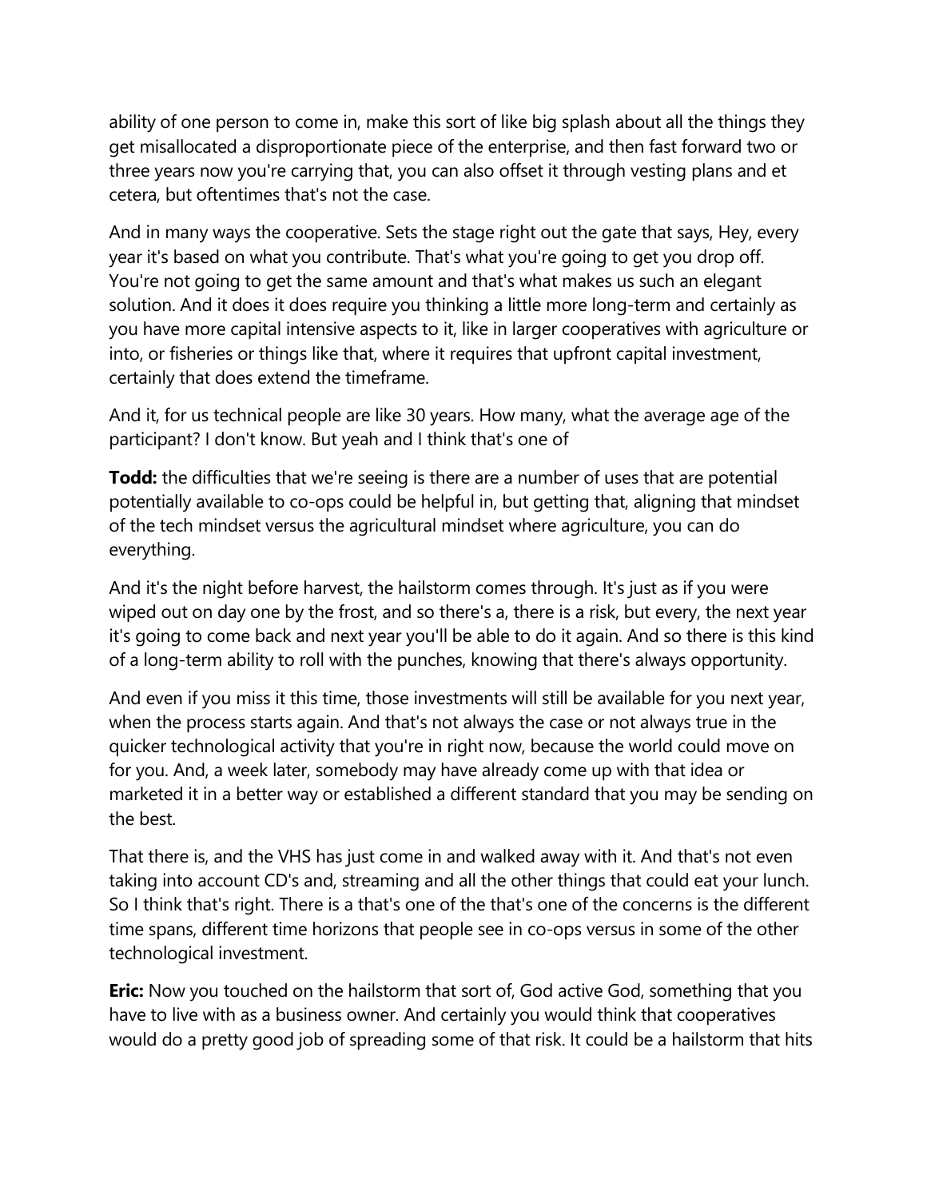ability of one person to come in, make this sort of like big splash about all the things they get misallocated a disproportionate piece of the enterprise, and then fast forward two or three years now you're carrying that, you can also offset it through vesting plans and et cetera, but oftentimes that's not the case.

And in many ways the cooperative. Sets the stage right out the gate that says, Hey, every year it's based on what you contribute. That's what you're going to get you drop off. You're not going to get the same amount and that's what makes us such an elegant solution. And it does it does require you thinking a little more long-term and certainly as you have more capital intensive aspects to it, like in larger cooperatives with agriculture or into, or fisheries or things like that, where it requires that upfront capital investment, certainly that does extend the timeframe.

And it, for us technical people are like 30 years. How many, what the average age of the participant? I don't know. But yeah and I think that's one of

**Todd:** the difficulties that we're seeing is there are a number of uses that are potential potentially available to co-ops could be helpful in, but getting that, aligning that mindset of the tech mindset versus the agricultural mindset where agriculture, you can do everything.

And it's the night before harvest, the hailstorm comes through. It's just as if you were wiped out on day one by the frost, and so there's a, there is a risk, but every, the next year it's going to come back and next year you'll be able to do it again. And so there is this kind of a long-term ability to roll with the punches, knowing that there's always opportunity.

And even if you miss it this time, those investments will still be available for you next year, when the process starts again. And that's not always the case or not always true in the quicker technological activity that you're in right now, because the world could move on for you. And, a week later, somebody may have already come up with that idea or marketed it in a better way or established a different standard that you may be sending on the best.

That there is, and the VHS has just come in and walked away with it. And that's not even taking into account CD's and, streaming and all the other things that could eat your lunch. So I think that's right. There is a that's one of the that's one of the concerns is the different time spans, different time horizons that people see in co-ops versus in some of the other technological investment.

**Eric:** Now you touched on the hailstorm that sort of, God active God, something that you have to live with as a business owner. And certainly you would think that cooperatives would do a pretty good job of spreading some of that risk. It could be a hailstorm that hits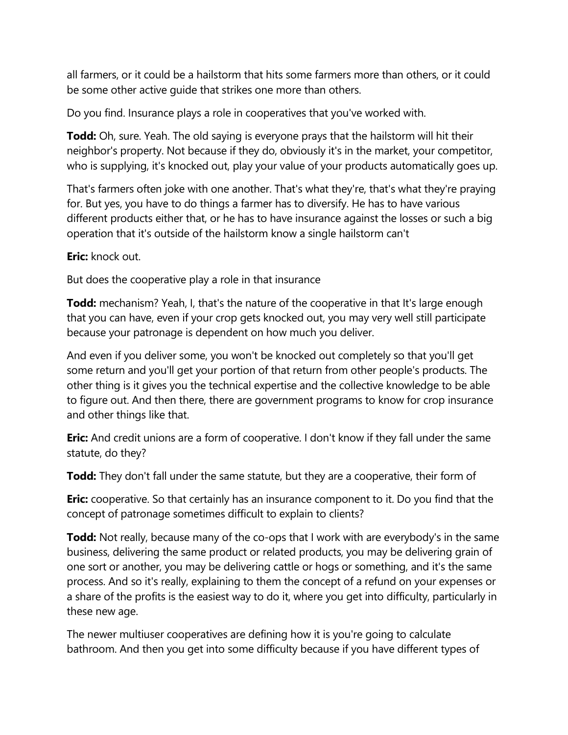all farmers, or it could be a hailstorm that hits some farmers more than others, or it could be some other active guide that strikes one more than others.

Do you find. Insurance plays a role in cooperatives that you've worked with.

**Todd:** Oh, sure. Yeah. The old saying is everyone prays that the hailstorm will hit their neighbor's property. Not because if they do, obviously it's in the market, your competitor, who is supplying, it's knocked out, play your value of your products automatically goes up.

That's farmers often joke with one another. That's what they're, that's what they're praying for. But yes, you have to do things a farmer has to diversify. He has to have various different products either that, or he has to have insurance against the losses or such a big operation that it's outside of the hailstorm know a single hailstorm can't

**Eric:** knock out.

But does the cooperative play a role in that insurance

**Todd:** mechanism? Yeah, I, that's the nature of the cooperative in that It's large enough that you can have, even if your crop gets knocked out, you may very well still participate because your patronage is dependent on how much you deliver.

And even if you deliver some, you won't be knocked out completely so that you'll get some return and you'll get your portion of that return from other people's products. The other thing is it gives you the technical expertise and the collective knowledge to be able to figure out. And then there, there are government programs to know for crop insurance and other things like that.

**Eric:** And credit unions are a form of cooperative. I don't know if they fall under the same statute, do they?

**Todd:** They don't fall under the same statute, but they are a cooperative, their form of

**Eric:** cooperative. So that certainly has an insurance component to it. Do you find that the concept of patronage sometimes difficult to explain to clients?

**Todd:** Not really, because many of the co-ops that I work with are everybody's in the same business, delivering the same product or related products, you may be delivering grain of one sort or another, you may be delivering cattle or hogs or something, and it's the same process. And so it's really, explaining to them the concept of a refund on your expenses or a share of the profits is the easiest way to do it, where you get into difficulty, particularly in these new age.

The newer multiuser cooperatives are defining how it is you're going to calculate bathroom. And then you get into some difficulty because if you have different types of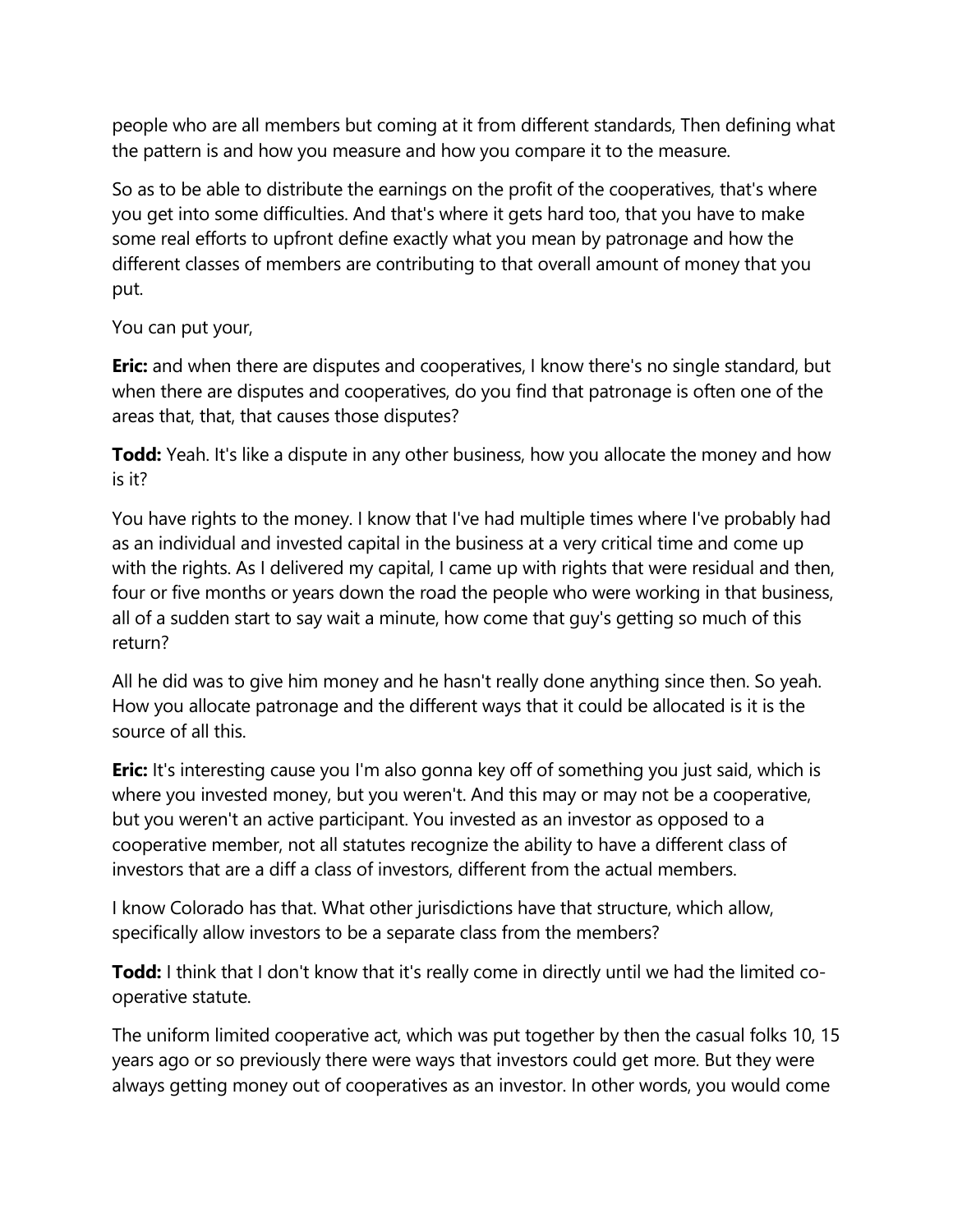people who are all members but coming at it from different standards, Then defining what the pattern is and how you measure and how you compare it to the measure.

So as to be able to distribute the earnings on the profit of the cooperatives, that's where you get into some difficulties. And that's where it gets hard too, that you have to make some real efforts to upfront define exactly what you mean by patronage and how the different classes of members are contributing to that overall amount of money that you put.

You can put your,

**Eric:** and when there are disputes and cooperatives, I know there's no single standard, but when there are disputes and cooperatives, do you find that patronage is often one of the areas that, that, that causes those disputes?

**Todd:** Yeah. It's like a dispute in any other business, how you allocate the money and how is it?

You have rights to the money. I know that I've had multiple times where I've probably had as an individual and invested capital in the business at a very critical time and come up with the rights. As I delivered my capital, I came up with rights that were residual and then, four or five months or years down the road the people who were working in that business, all of a sudden start to say wait a minute, how come that guy's getting so much of this return?

All he did was to give him money and he hasn't really done anything since then. So yeah. How you allocate patronage and the different ways that it could be allocated is it is the source of all this.

**Eric:** It's interesting cause you I'm also gonna key off of something you just said, which is where you invested money, but you weren't. And this may or may not be a cooperative, but you weren't an active participant. You invested as an investor as opposed to a cooperative member, not all statutes recognize the ability to have a different class of investors that are a diff a class of investors, different from the actual members.

I know Colorado has that. What other jurisdictions have that structure, which allow, specifically allow investors to be a separate class from the members?

**Todd:** I think that I don't know that it's really come in directly until we had the limited co-operative statute.

The uniform limited cooperative act, which was put together by then the casual folks 10, 15 years ago or so previously there were ways that investors could get more. But they were always getting money out of cooperatives as an investor. In other words, you would come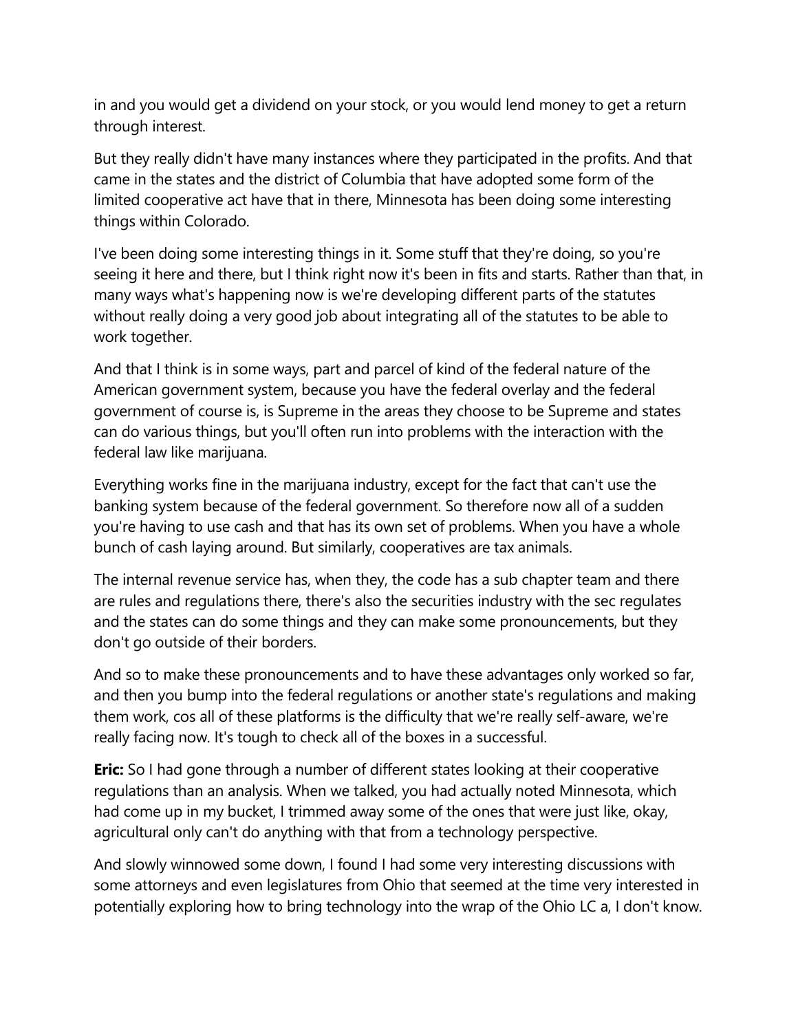in and you would get a dividend on your stock, or you would lend money to get a return through interest.

But they really didn't have many instances where they participated in the profits. And that came in the states and the district of Columbia that have adopted some form of the limited cooperative act have that in there, Minnesota has been doing some interesting things within Colorado.

I've been doing some interesting things in it. Some stuff that they're doing, so you're seeing it here and there, but I think right now it's been in fits and starts. Rather than that, in many ways what's happening now is we're developing different parts of the statutes without really doing a very good job about integrating all of the statutes to be able to work together.

And that I think is in some ways, part and parcel of kind of the federal nature of the American government system, because you have the federal overlay and the federal government of course is, is Supreme in the areas they choose to be Supreme and states can do various things, but you'll often run into problems with the interaction with the federal law like marijuana.

Everything works fine in the marijuana industry, except for the fact that can't use the banking system because of the federal government. So therefore now all of a sudden you're having to use cash and that has its own set of problems. When you have a whole bunch of cash laying around. But similarly, cooperatives are tax animals.

The internal revenue service has, when they, the code has a sub chapter team and there are rules and regulations there, there's also the securities industry with the sec regulates and the states can do some things and they can make some pronouncements, but they don't go outside of their borders.

And so to make these pronouncements and to have these advantages only worked so far, and then you bump into the federal regulations or another state's regulations and making them work, cos all of these platforms is the difficulty that we're really self-aware, we're really facing now. It's tough to check all of the boxes in a successful.

**Eric:** So I had gone through a number of different states looking at their cooperative regulations than an analysis. When we talked, you had actually noted Minnesota, which had come up in my bucket, I trimmed away some of the ones that were just like, okay, agricultural only can't do anything with that from a technology perspective.

And slowly winnowed some down, I found I had some very interesting discussions with some attorneys and even legislatures from Ohio that seemed at the time very interested in potentially exploring how to bring technology into the wrap of the Ohio LC a, I don't know.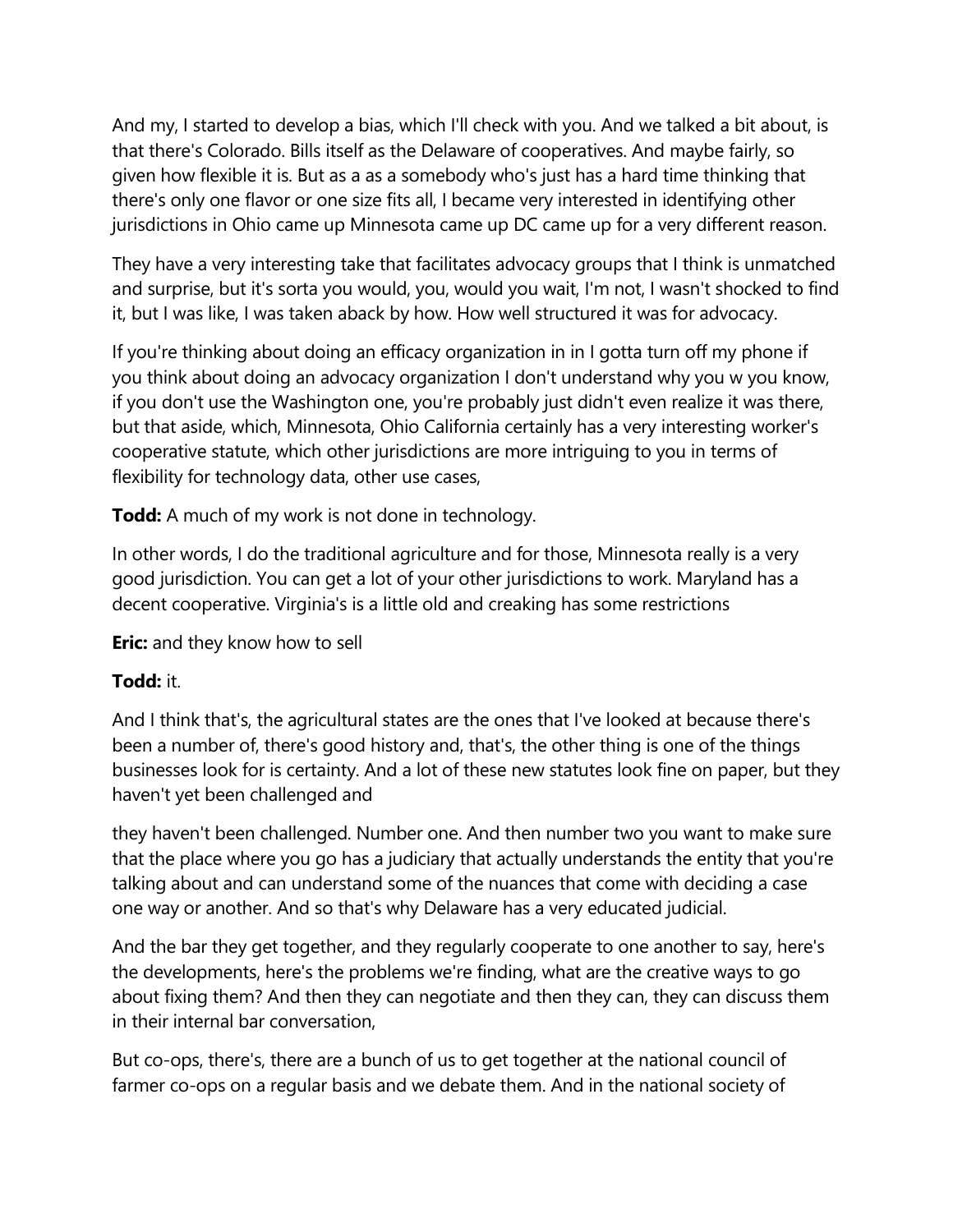And my, I started to develop a bias, which I'll check with you. And we talked a bit about, is that there's Colorado. Bills itself as the Delaware of cooperatives. And maybe fairly, so given how flexible it is. But as a as a somebody who's just has a hard time thinking that there's only one flavor or one size fits all, I became very interested in identifying other jurisdictions in Ohio came up Minnesota came up DC came up for a very different reason.

They have a very interesting take that facilitates advocacy groups that I think is unmatched and surprise, but it's sorta you would, you, would you wait, I'm not, I wasn't shocked to find it, but I was like, I was taken aback by how. How well structured it was for advocacy.

If you're thinking about doing an efficacy organization in in I gotta turn off my phone if you think about doing an advocacy organization I don't understand why you w you know, if you don't use the Washington one, you're probably just didn't even realize it was there, but that aside, which, Minnesota, Ohio California certainly has a very interesting worker's cooperative statute, which other jurisdictions are more intriguing to you in terms of flexibility for technology data, other use cases,

**Todd:** A much of my work is not done in technology.

In other words, I do the traditional agriculture and for those, Minnesota really is a very good jurisdiction. You can get a lot of your other jurisdictions to work. Maryland has a decent cooperative. Virginia's is a little old and creaking has some restrictions

**Eric:** and they know how to sell

**Todd:** it.

And I think that's, the agricultural states are the ones that I've looked at because there's been a number of, there's good history and, that's, the other thing is one of the things businesses look for is certainty. And a lot of these new statutes look fine on paper, but they haven't yet been challenged and

they haven't been challenged. Number one. And then number two you want to make sure that the place where you go has a judiciary that actually understands the entity that you're talking about and can understand some of the nuances that come with deciding a case one way or another. And so that's why Delaware has a very educated judicial.

And the bar they get together, and they regularly cooperate to one another to say, here's the developments, here's the problems we're finding, what are the creative ways to go about fixing them? And then they can negotiate and then they can, they can discuss them in their internal bar conversation,

But co-ops, there's, there are a bunch of us to get together at the national council of farmer co-ops on a regular basis and we debate them. And in the national society of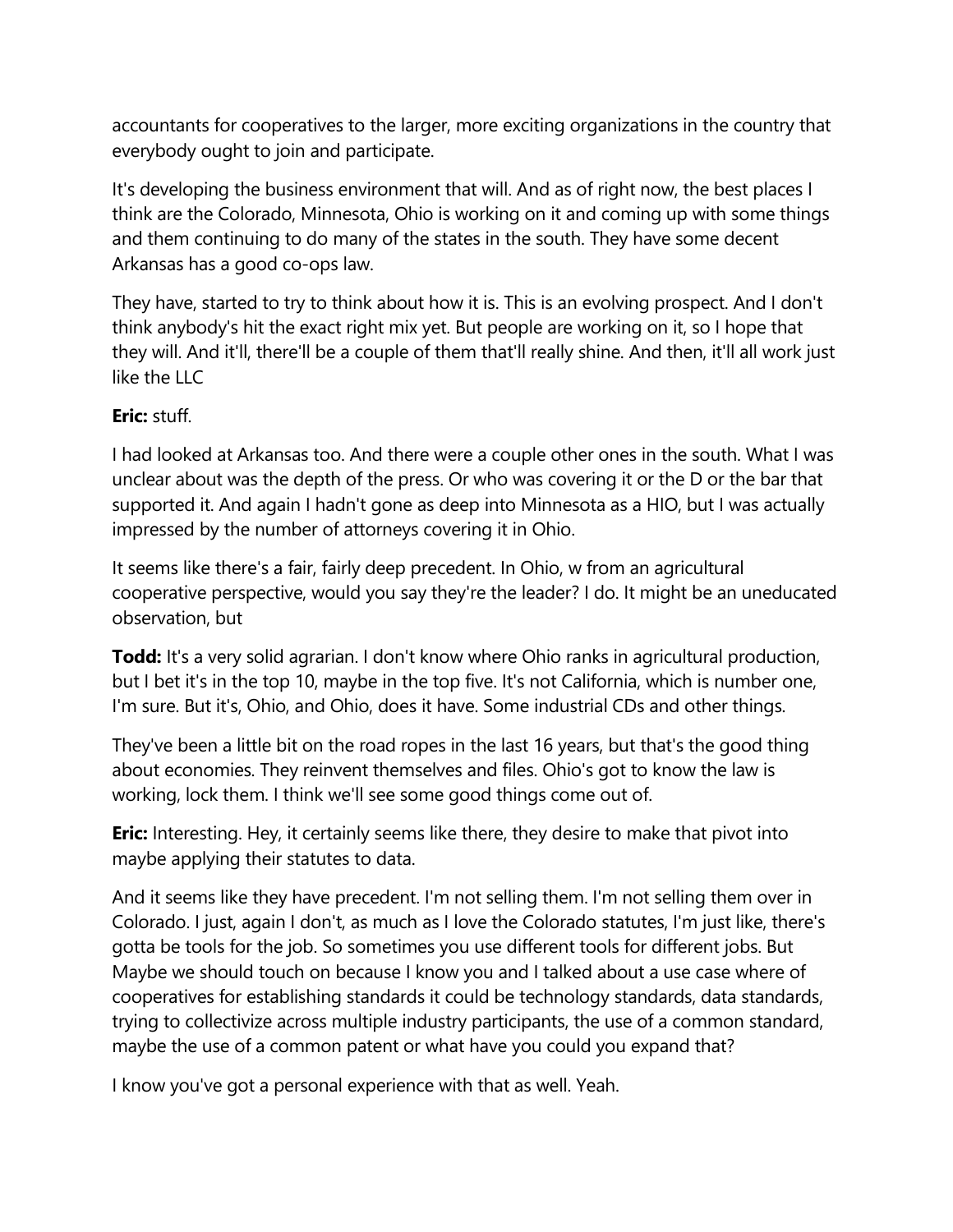accountants for cooperatives to the larger, more exciting organizations in the country that everybody ought to join and participate.

It's developing the business environment that will. And as of right now, the best places I think are the Colorado, Minnesota, Ohio is working on it and coming up with some things and them continuing to do many of the states in the south. They have some decent Arkansas has a good co-ops law.

They have, started to try to think about how it is. This is an evolving prospect. And I don't think anybody's hit the exact right mix yet. But people are working on it, so I hope that they will. And it'll, there'll be a couple of them that'll really shine. And then, it'll all work just like the LLC

**Eric:** stuff.

I had looked at Arkansas too. And there were a couple other ones in the south. What I was unclear about was the depth of the press. Or who was covering it or the D or the bar that supported it. And again I hadn't gone as deep into Minnesota as a HIO, but I was actually impressed by the number of attorneys covering it in Ohio.

It seems like there's a fair, fairly deep precedent. In Ohio, w from an agricultural cooperative perspective, would you say they're the leader? I do. It might be an uneducated observation, but

**Todd:** It's a very solid agrarian. I don't know where Ohio ranks in agricultural production, but I bet it's in the top 10, maybe in the top five. It's not California, which is number one, I'm sure. But it's, Ohio, and Ohio, does it have. Some industrial CDs and other things.

They've been a little bit on the road ropes in the last 16 years, but that's the good thing about economies. They reinvent themselves and files. Ohio's got to know the law is working, lock them. I think we'll see some good things come out of.

**Eric:** Interesting. Hey, it certainly seems like there, they desire to make that pivot into maybe applying their statutes to data.

And it seems like they have precedent. I'm not selling them. I'm not selling them over in Colorado. I just, again I don't, as much as I love the Colorado statutes, I'm just like, there's gotta be tools for the job. So sometimes you use different tools for different jobs. But Maybe we should touch on because I know you and I talked about a use case where of cooperatives for establishing standards it could be technology standards, data standards, trying to collectivize across multiple industry participants, the use of a common standard, maybe the use of a common patent or what have you could you expand that?

I know you've got a personal experience with that as well. Yeah.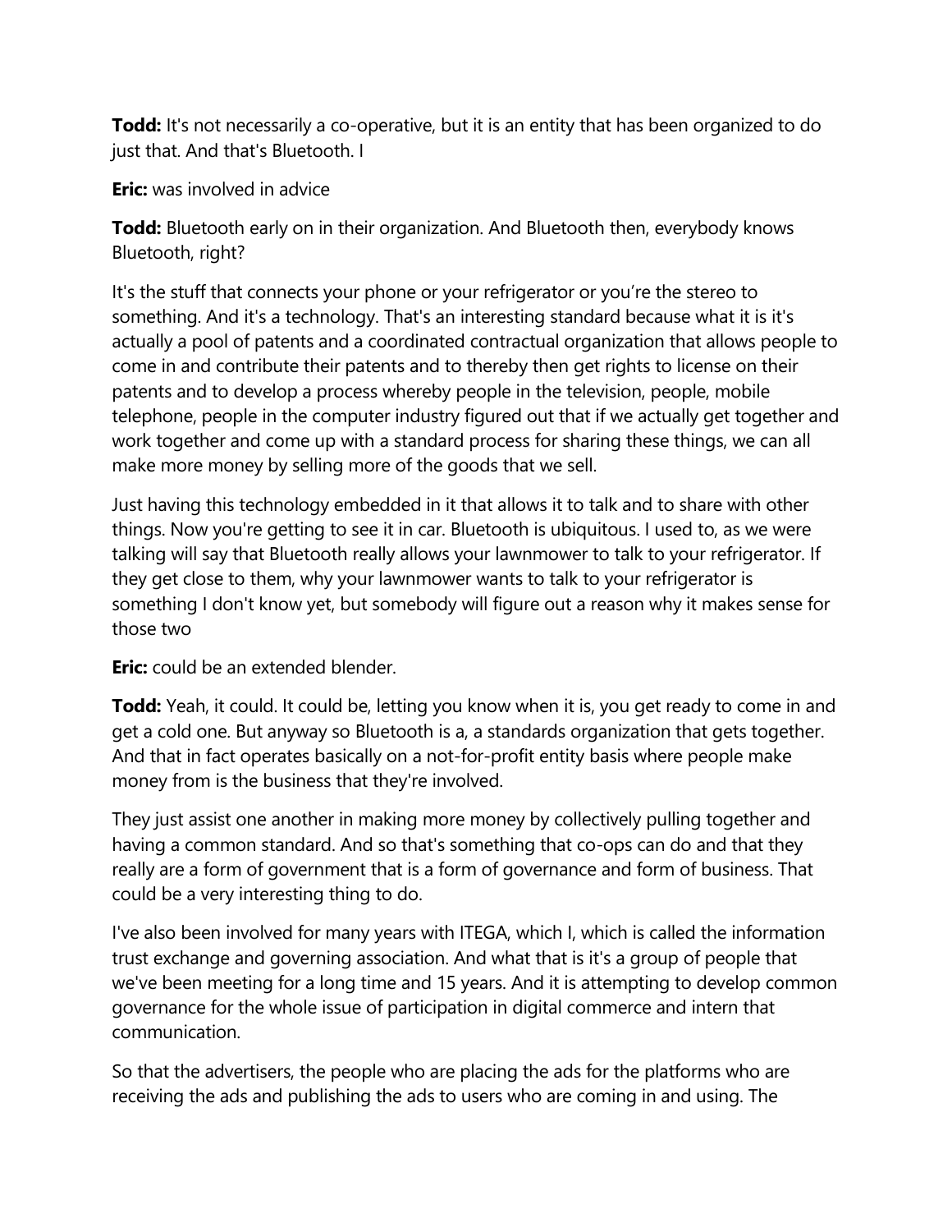**Todd:** It's not necessarily a co-operative, but it is an entity that has been organized to do just that. And that's Bluetooth. I

**Eric:** was involved in advice

**Todd:** Bluetooth early on in their organization. And Bluetooth then, everybody knows Bluetooth, right?

It's the stuff that connects your phone or your refrigerator or you're the stereo to something. And it's a technology. That's an interesting standard because what it is it's actually a pool of patents and a coordinated contractual organization that allows people to come in and contribute their patents and to thereby then get rights to license on their patents and to develop a process whereby people in the television, people, mobile telephone, people in the computer industry figured out that if we actually get together and work together and come up with a standard process for sharing these things, we can all make more money by selling more of the goods that we sell.

Just having this technology embedded in it that allows it to talk and to share with other things. Now you're getting to see it in car. Bluetooth is ubiquitous. I used to, as we were talking will say that Bluetooth really allows your lawnmower to talk to your refrigerator. If they get close to them, why your lawnmower wants to talk to your refrigerator is something I don't know yet, but somebody will figure out a reason why it makes sense for those two

**Eric:** could be an extended blender.

**Todd:** Yeah, it could. It could be, letting you know when it is, you get ready to come in and get a cold one. But anyway so Bluetooth is a, a standards organization that gets together. And that in fact operates basically on a not-for-profit entity basis where people make money from is the business that they're involved.

They just assist one another in making more money by collectively pulling together and having a common standard. And so that's something that co-ops can do and that they really are a form of government that is a form of governance and form of business. That could be a very interesting thing to do.

I've also been involved for many years with ITEGA, which I, which is called the information trust exchange and governing association. And what that is it's a group of people that we've been meeting for a long time and 15 years. And it is attempting to develop common governance for the whole issue of participation in digital commerce and intern that communication.

So that the advertisers, the people who are placing the ads for the platforms who are receiving the ads and publishing the ads to users who are coming in and using. The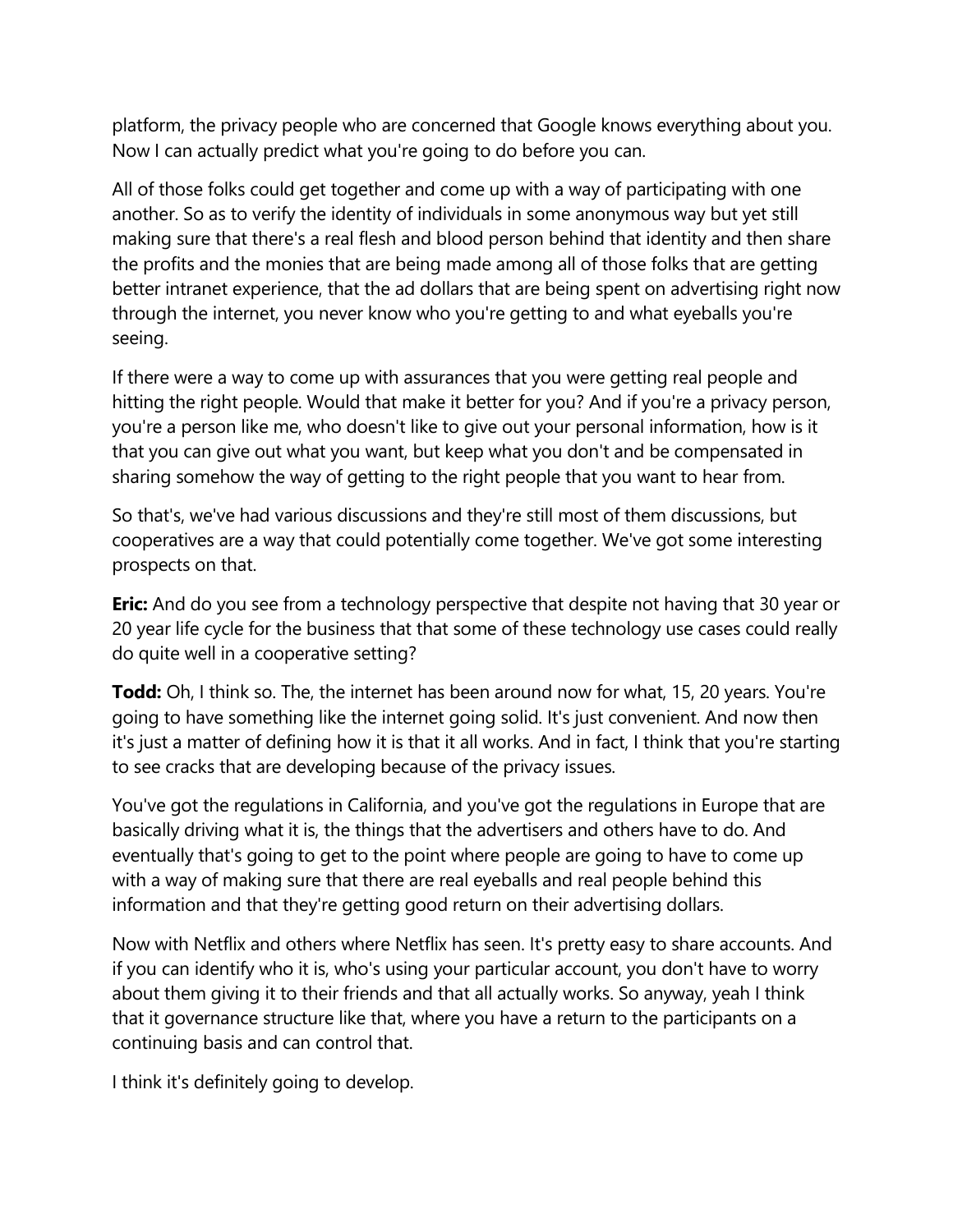platform, the privacy people who are concerned that Google knows everything about you. Now I can actually predict what you're going to do before you can.

All of those folks could get together and come up with a way of participating with one another. So as to verify the identity of individuals in some anonymous way but yet still making sure that there's a real flesh and blood person behind that identity and then share the profits and the monies that are being made among all of those folks that are getting better intranet experience, that the ad dollars that are being spent on advertising right now through the internet, you never know who you're getting to and what eyeballs you're seeing.

If there were a way to come up with assurances that you were getting real people and hitting the right people. Would that make it better for you? And if you're a privacy person, you're a person like me, who doesn't like to give out your personal information, how is it that you can give out what you want, but keep what you don't and be compensated in sharing somehow the way of getting to the right people that you want to hear from.

So that's, we've had various discussions and they're still most of them discussions, but cooperatives are a way that could potentially come together. We've got some interesting prospects on that.

**Eric:** And do you see from a technology perspective that despite not having that 30 year or 20 year life cycle for the business that that some of these technology use cases could really do quite well in a cooperative setting?

**Todd:** Oh, I think so. The, the internet has been around now for what, 15, 20 years. You're going to have something like the internet going solid. It's just convenient. And now then it's just a matter of defining how it is that it all works. And in fact, I think that you're starting to see cracks that are developing because of the privacy issues.

You've got the regulations in California, and you've got the regulations in Europe that are basically driving what it is, the things that the advertisers and others have to do. And eventually that's going to get to the point where people are going to have to come up with a way of making sure that there are real eyeballs and real people behind this information and that they're getting good return on their advertising dollars.

Now with Netflix and others where Netflix has seen. It's pretty easy to share accounts. And if you can identify who it is, who's using your particular account, you don't have to worry about them giving it to their friends and that all actually works. So anyway, yeah I think that it governance structure like that, where you have a return to the participants on a continuing basis and can control that.

I think it's definitely going to develop.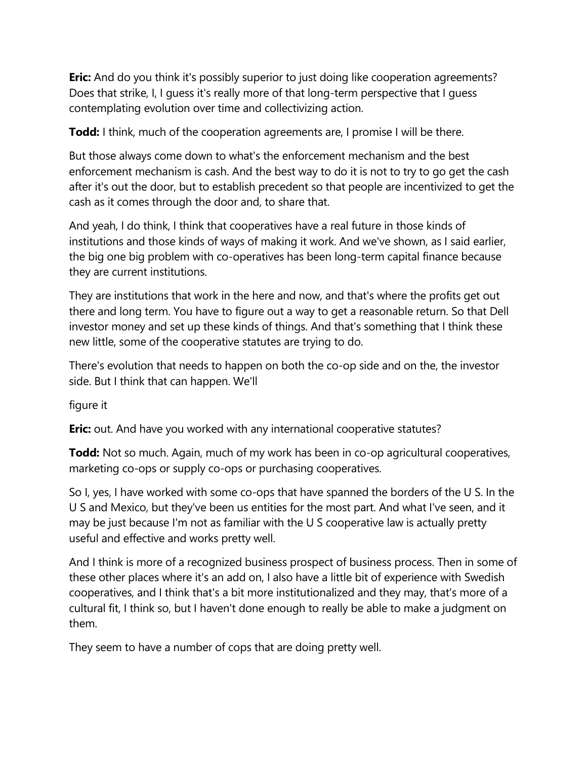**Eric:** And do you think it's possibly superior to just doing like cooperation agreements? Does that strike, I, I guess it's really more of that long-term perspective that I guess contemplating evolution over time and collectivizing action.

**Todd:** I think, much of the cooperation agreements are, I promise I will be there.

But those always come down to what's the enforcement mechanism and the best enforcement mechanism is cash. And the best way to do it is not to try to go get the cash after it's out the door, but to establish precedent so that people are incentivized to get the cash as it comes through the door and, to share that.

And yeah, I do think, I think that cooperatives have a real future in those kinds of institutions and those kinds of ways of making it work. And we've shown, as I said earlier, the big one big problem with co-operatives has been long-term capital finance because they are current institutions.

They are institutions that work in the here and now, and that's where the profits get out there and long term. You have to figure out a way to get a reasonable return. So that Dell investor money and set up these kinds of things. And that's something that I think these new little, some of the cooperative statutes are trying to do.

There's evolution that needs to happen on both the co-op side and on the, the investor side. But I think that can happen. We'll

figure it

**Eric:** out. And have you worked with any international cooperative statutes?

**Todd:** Not so much. Again, much of my work has been in co-op agricultural cooperatives, marketing co-ops or supply co-ops or purchasing cooperatives.

So I, yes, I have worked with some co-ops that have spanned the borders of the U S. In the U S and Mexico, but they've been us entities for the most part. And what I've seen, and it may be just because I'm not as familiar with the U S cooperative law is actually pretty useful and effective and works pretty well.

And I think is more of a recognized business prospect of business process. Then in some of these other places where it's an add on, I also have a little bit of experience with Swedish cooperatives, and I think that's a bit more institutionalized and they may, that's more of a cultural fit, I think so, but I haven't done enough to really be able to make a judgment on them.

They seem to have a number of cops that are doing pretty well.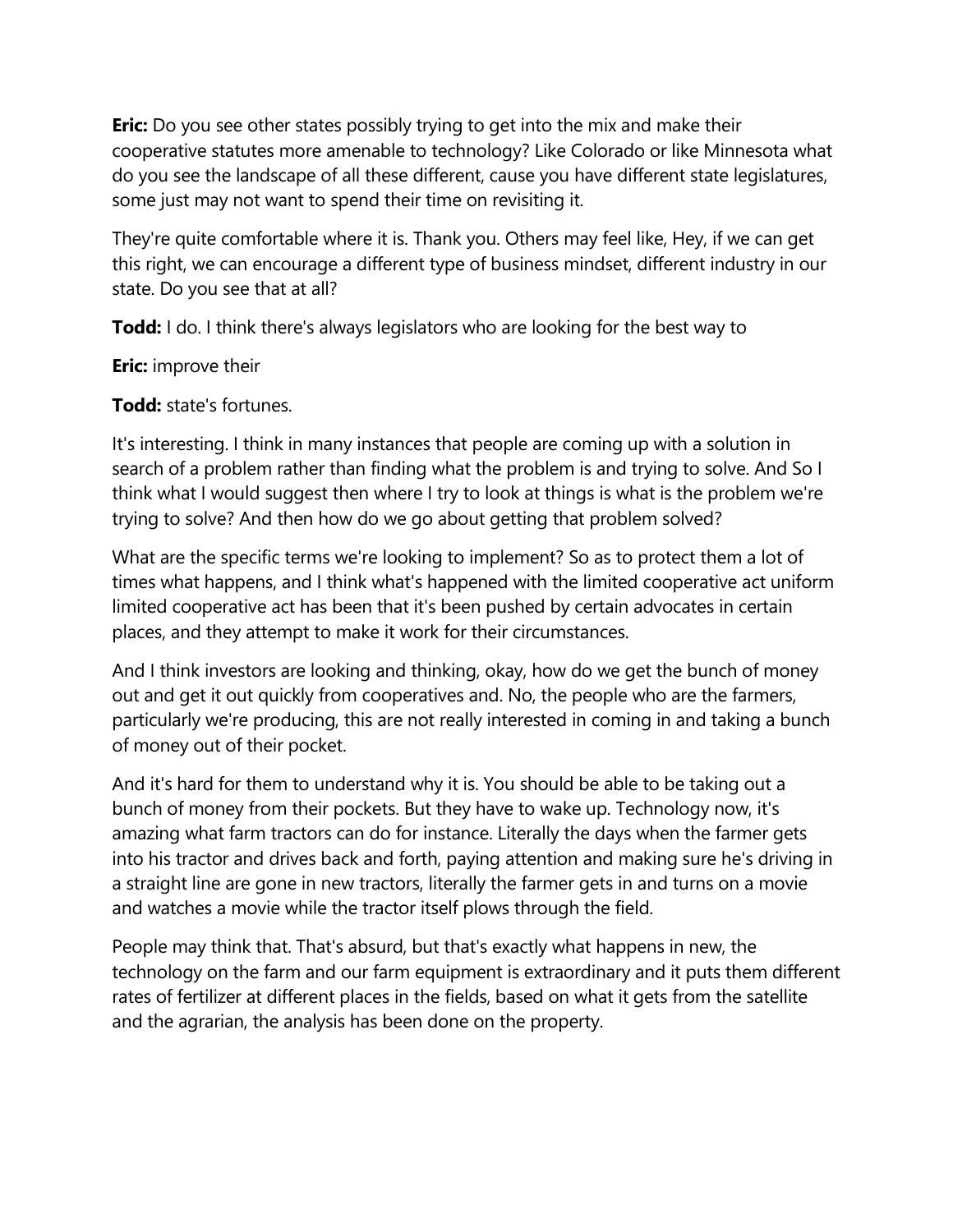**Eric:** Do you see other states possibly trying to get into the mix and make their cooperative statutes more amenable to technology? Like Colorado or like Minnesota what do you see the landscape of all these different, cause you have different state legislatures, some just may not want to spend their time on revisiting it.

They're quite comfortable where it is. Thank you. Others may feel like, Hey, if we can get this right, we can encourage a different type of business mindset, different industry in our state. Do you see that at all?

**Todd:** I do. I think there's always legislators who are looking for the best way to

**Eric:** improve their

**Todd:** state's fortunes.

It's interesting. I think in many instances that people are coming up with a solution in search of a problem rather than finding what the problem is and trying to solve. And So I think what I would suggest then where I try to look at things is what is the problem we're trying to solve? And then how do we go about getting that problem solved?

What are the specific terms we're looking to implement? So as to protect them a lot of times what happens, and I think what's happened with the limited cooperative act uniform limited cooperative act has been that it's been pushed by certain advocates in certain places, and they attempt to make it work for their circumstances.

And I think investors are looking and thinking, okay, how do we get the bunch of money out and get it out quickly from cooperatives and. No, the people who are the farmers, particularly we're producing, this are not really interested in coming in and taking a bunch of money out of their pocket.

And it's hard for them to understand why it is. You should be able to be taking out a bunch of money from their pockets. But they have to wake up. Technology now, it's amazing what farm tractors can do for instance. Literally the days when the farmer gets into his tractor and drives back and forth, paying attention and making sure he's driving in a straight line are gone in new tractors, literally the farmer gets in and turns on a movie and watches a movie while the tractor itself plows through the field.

People may think that. That's absurd, but that's exactly what happens in new, the technology on the farm and our farm equipment is extraordinary and it puts them different rates of fertilizer at different places in the fields, based on what it gets from the satellite and the agrarian, the analysis has been done on the property.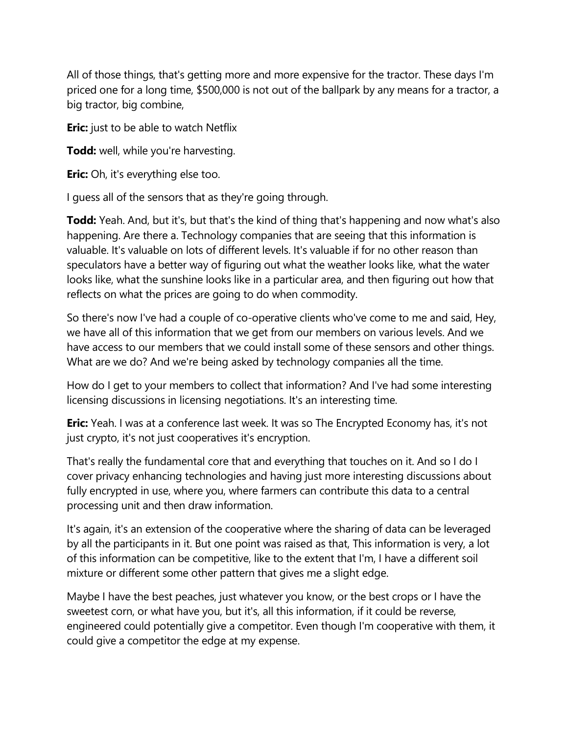All of those things, that's getting more and more expensive for the tractor. These days I'm priced one for a long time, $500,000 is not out of the ballpark by any means for a tractor, a big tractor, big combine,

**Eric:** just to be able to watch Netflix

**Todd:** well, while you're harvesting.

**Eric:** Oh, it's everything else too.

I guess all of the sensors that as they're going through.

**Todd:** Yeah. And, but it's, but that's the kind of thing that's happening and now what's also happening. Are there a. Technology companies that are seeing that this information is valuable. It's valuable on lots of different levels. It's valuable if for no other reason than speculators have a better way of figuring out what the weather looks like, what the water looks like, what the sunshine looks like in a particular area, and then figuring out how that reflects on what the prices are going to do when commodity.

So there's now I've had a couple of co-operative clients who've come to me and said, Hey, we have all of this information that we get from our members on various levels. And we have access to our members that we could install some of these sensors and other things. What are we do? And we're being asked by technology companies all the time.

How do I get to your members to collect that information? And I've had some interesting licensing discussions in licensing negotiations. It's an interesting time.

**Eric:** Yeah. I was at a conference last week. It was so The Encrypted Economy has, it's not just crypto, it's not just cooperatives it's encryption.

That's really the fundamental core that and everything that touches on it. And so I do I cover privacy enhancing technologies and having just more interesting discussions about fully encrypted in use, where you, where farmers can contribute this data to a central processing unit and then draw information.

It's again, it's an extension of the cooperative where the sharing of data can be leveraged by all the participants in it. But one point was raised as that, This information is very, a lot of this information can be competitive, like to the extent that I'm, I have a different soil mixture or different some other pattern that gives me a slight edge.

Maybe I have the best peaches, just whatever you know, or the best crops or I have the sweetest corn, or what have you, but it's, all this information, if it could be reverse, engineered could potentially give a competitor. Even though I'm cooperative with them, it could give a competitor the edge at my expense.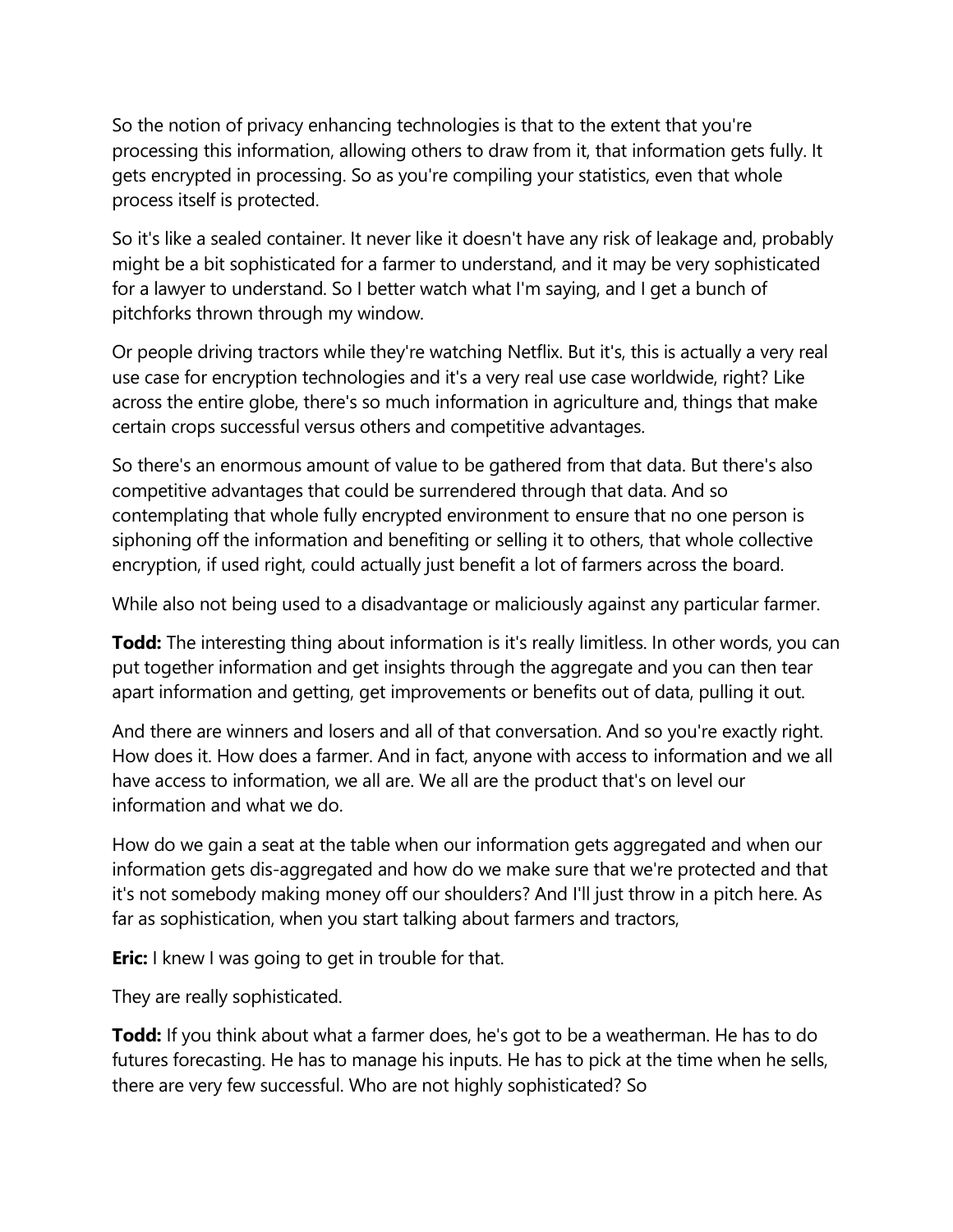So the notion of privacy enhancing technologies is that to the extent that you're processing this information, allowing others to draw from it, that information gets fully. It gets encrypted in processing. So as you're compiling your statistics, even that whole process itself is protected.

So it's like a sealed container. It never like it doesn't have any risk of leakage and, probably might be a bit sophisticated for a farmer to understand, and it may be very sophisticated for a lawyer to understand. So I better watch what I'm saying, and I get a bunch of pitchforks thrown through my window.

Or people driving tractors while they're watching Netflix. But it's, this is actually a very real use case for encryption technologies and it's a very real use case worldwide, right? Like across the entire globe, there's so much information in agriculture and, things that make certain crops successful versus others and competitive advantages.

So there's an enormous amount of value to be gathered from that data. But there's also competitive advantages that could be surrendered through that data. And so contemplating that whole fully encrypted environment to ensure that no one person is siphoning off the information and benefiting or selling it to others, that whole collective encryption, if used right, could actually just benefit a lot of farmers across the board.

While also not being used to a disadvantage or maliciously against any particular farmer.

**Todd:** The interesting thing about information is it's really limitless. In other words, you can put together information and get insights through the aggregate and you can then tear apart information and getting, get improvements or benefits out of data, pulling it out.

And there are winners and losers and all of that conversation. And so you're exactly right. How does it. How does a farmer. And in fact, anyone with access to information and we all have access to information, we all are. We all are the product that's on level our information and what we do.

How do we gain a seat at the table when our information gets aggregated and when our information gets dis-aggregated and how do we make sure that we're protected and that it's not somebody making money off our shoulders? And I'll just throw in a pitch here. As far as sophistication, when you start talking about farmers and tractors,

**Eric:** I knew I was going to get in trouble for that.

They are really sophisticated.

**Todd:** If you think about what a farmer does, he's got to be a weatherman. He has to do futures forecasting. He has to manage his inputs. He has to pick at the time when he sells, there are very few successful. Who are not highly sophisticated? So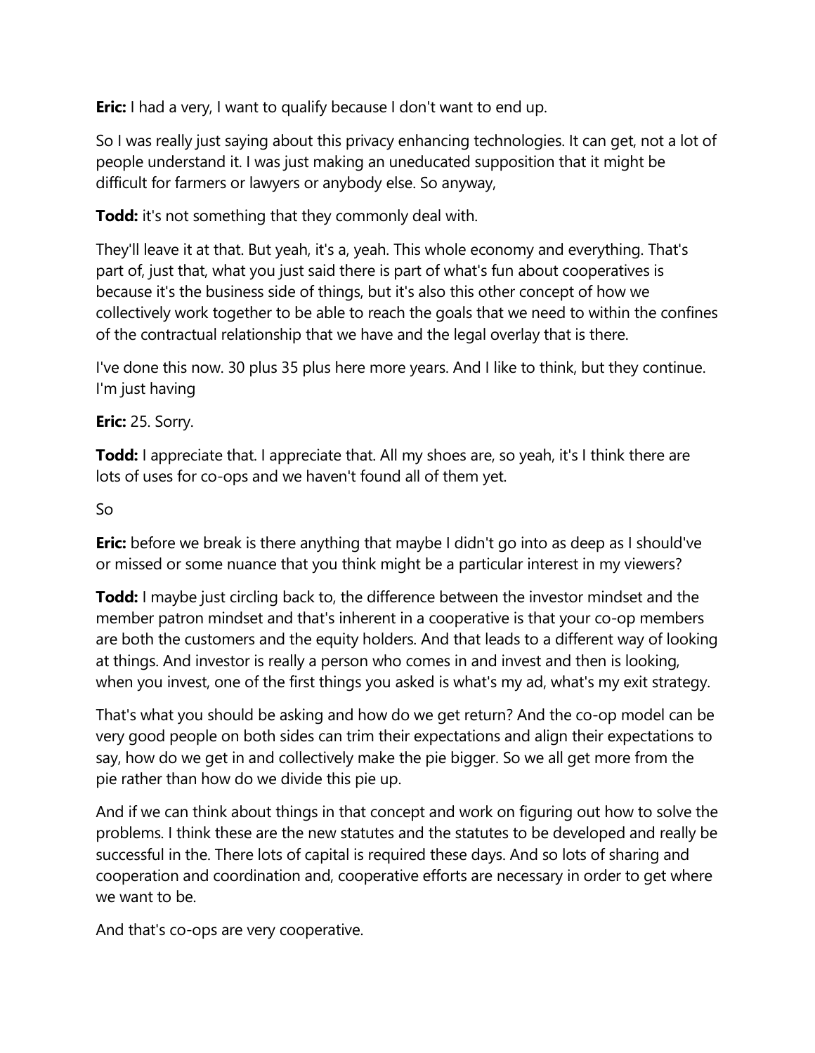**Eric:** I had a very, I want to qualify because I don't want to end up.

So I was really just saying about this privacy enhancing technologies. It can get, not a lot of people understand it. I was just making an uneducated supposition that it might be difficult for farmers or lawyers or anybody else. So anyway,

**Todd:** it's not something that they commonly deal with.

They'll leave it at that. But yeah, it's a, yeah. This whole economy and everything. That's part of, just that, what you just said there is part of what's fun about cooperatives is because it's the business side of things, but it's also this other concept of how we collectively work together to be able to reach the goals that we need to within the confines of the contractual relationship that we have and the legal overlay that is there.

I've done this now. 30 plus 35 plus here more years. And I like to think, but they continue. I'm just having

**Eric:** 25. Sorry.

**Todd:** I appreciate that. I appreciate that. All my shoes are, so yeah, it's I think there are lots of uses for co-ops and we haven't found all of them yet.

So

**Eric:** before we break is there anything that maybe I didn't go into as deep as I should've or missed or some nuance that you think might be a particular interest in my viewers?

**Todd:** I maybe just circling back to, the difference between the investor mindset and the member patron mindset and that's inherent in a cooperative is that your co-op members are both the customers and the equity holders. And that leads to a different way of looking at things. And investor is really a person who comes in and invest and then is looking, when you invest, one of the first things you asked is what's my ad, what's my exit strategy.

That's what you should be asking and how do we get return? And the co-op model can be very good people on both sides can trim their expectations and align their expectations to say, how do we get in and collectively make the pie bigger. So we all get more from the pie rather than how do we divide this pie up.

And if we can think about things in that concept and work on figuring out how to solve the problems. I think these are the new statutes and the statutes to be developed and really be successful in the. There lots of capital is required these days. And so lots of sharing and cooperation and coordination and, cooperative efforts are necessary in order to get where we want to be.

And that's co-ops are very cooperative.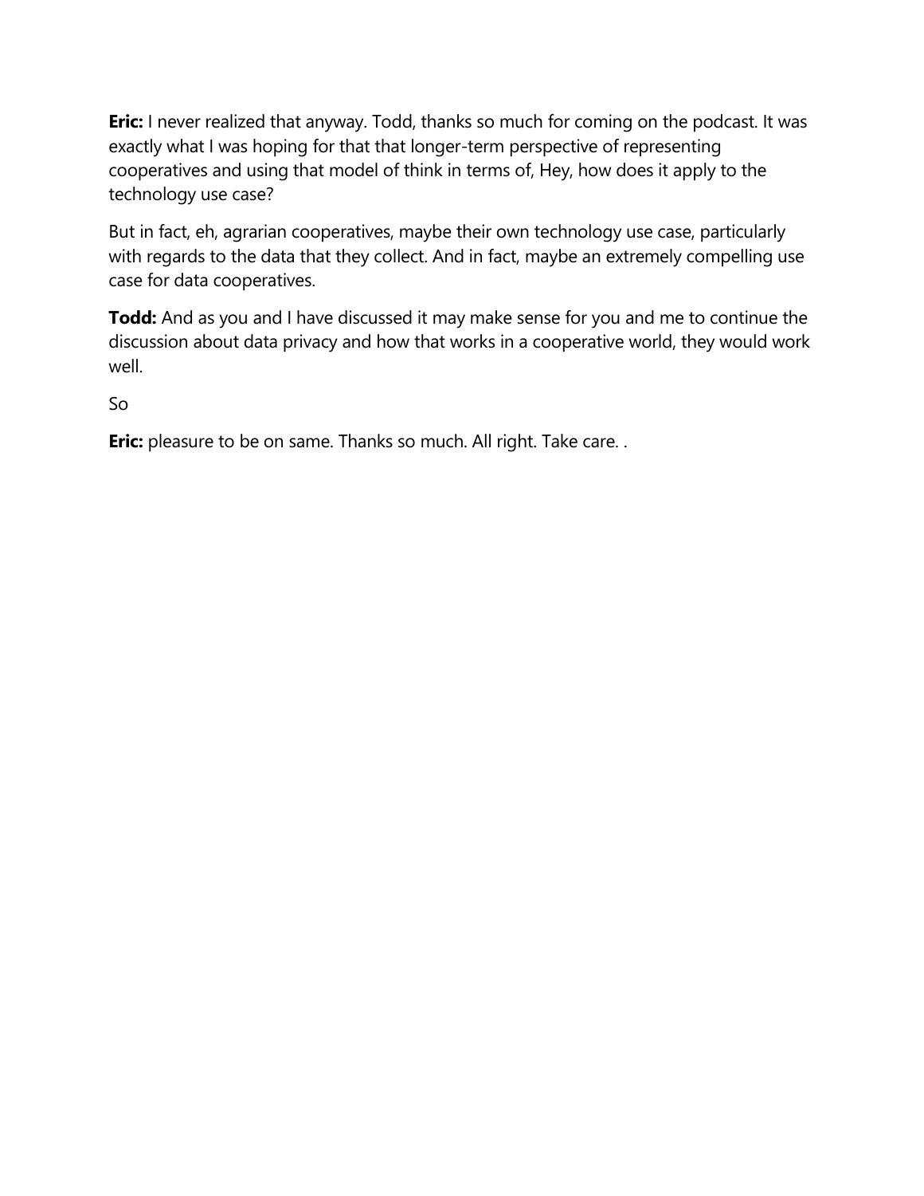**Eric:** I never realized that anyway. Todd, thanks so much for coming on the podcast. It was exactly what I was hoping for that that longer-term perspective of representing cooperatives and using that model of think in terms of, Hey, how does it apply to the technology use case?

But in fact, eh, agrarian cooperatives, maybe their own technology use case, particularly with regards to the data that they collect. And in fact, maybe an extremely compelling use case for data cooperatives.

**Todd:** And as you and I have discussed it may make sense for you and me to continue the discussion about data privacy and how that works in a cooperative world, they would work well.

So

**Eric:** pleasure to be on same. Thanks so much. All right. Take care. .